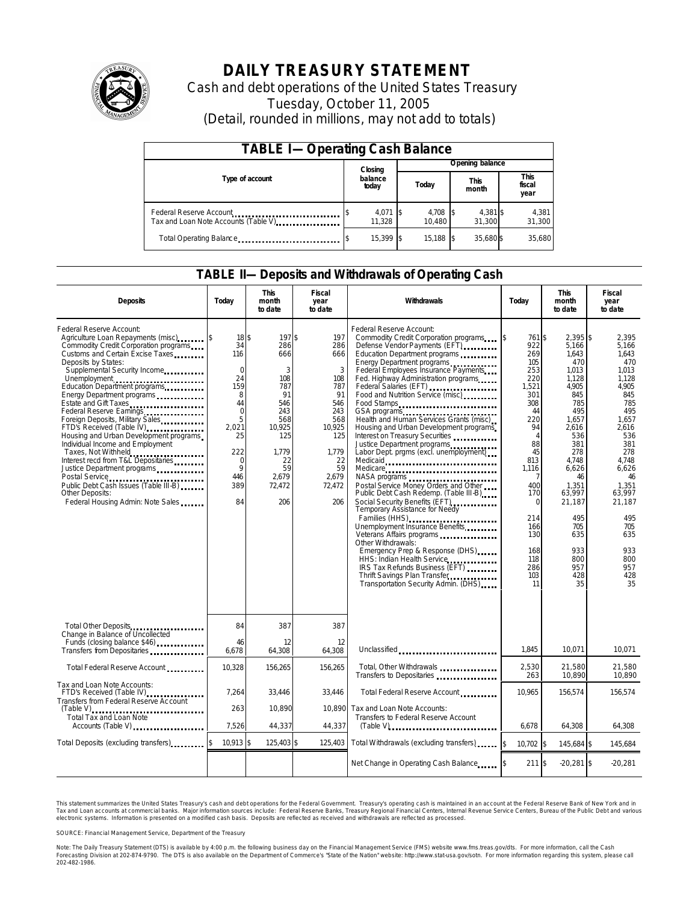# DAILY TREASURY STATEMENT

Cash and debt operations of the United States Treasury

Tuesday, October 11, 2005

(Detail, rounded in millions, may not add to totals)

## TABLE I—Operating Cash Balance

| Type of account | Closing balance today | Opening balance Today | Opening balance This month | Opening balance This fiscal year |
|---|---|---|---|---|
| Federal Reserve Account | $ 4,071 | $ 4,708 | $ 4,381 | $ 4,381 |
| Tax and Loan Note Accounts (Table V) | 11,328 | 10,480 | 31,300 | 31,300 |
| Total Operating Balance | $ 15,399 | $ 15,188 | $ 35,680 | $ 35,680 |

## TABLE II—Deposits and Withdrawals of Operating Cash

| Deposits | Today | This month to date | Fiscal year to date | Withdrawals | Today | This month to date | Fiscal year to date |
|---|---|---|---|---|---|---|---|
| Federal Reserve Account: | | | | Federal Reserve Account: | | | |
| Agriculture Loan Repayments (misc) | $ 18 | $ 197 | $ 197 | Commodity Credit Corporation programs | $ 761 | $ 2,395 | $ 2,395 |
| Commodity Credit Corporation programs | 34 | 286 | 286 | Defense Vendor Payments (EFT) | 922 | 5,166 | 5,166 |
| Customs and Certain Excise Taxes | 116 | 666 | 666 | Education Department programs | 269 | 1,643 | 1,643 |
| Deposits by States: | | | | Energy Department programs | 105 | 470 | 470 |
| Supplemental Security Income | 0 | 3 | 3 | Federal Employees Insurance Payments | 253 | 1,013 | 1,013 |
| Unemployment | 24 | 108 | 108 | Fed. Highway Administration programs | 220 | 1,128 | 1,128 |
| Education Department programs | 159 | 787 | 787 | Federal Salaries (EFT) | 1,521 | 4,905 | 4,905 |
| Energy Department programs | 8 | 91 | 91 | Food and Nutrition Service (misc) | 301 | 845 | 845 |
| Estate and Gift Taxes | 44 | 546 | 546 | Food Stamps | 308 | 785 | 785 |
| Federal Reserve Earnings | 0 | 243 | 243 | GSA programs | 44 | 495 | 495 |
| Foreign Deposits, Military Sales | 5 | 568 | 568 | Health and Human Services Grants (misc) | 220 | 1,657 | 1,657 |
| FTD's Received (Table IV) | 2,021 | 10,925 | 10,925 | Housing and Urban Development programs | 94 | 2,616 | 2,616 |
| Housing and Urban Development programs | 25 | 125 | 125 | Interest on Treasury Securities | 4 | 536 | 536 |
| Individual Income and Employment | | | | Justice Department programs | 88 | 381 | 381 |
| Taxes, Not Withheld | 222 | 1,779 | 1,779 | Labor Dept. prgms (excl. unemployment) | 45 | 278 | 278 |
| Interest recd from T&L Depositaries | 0 | 22 | 22 | Medicaid | 813 | 4,748 | 4,748 |
| Justice Department programs | 9 | 59 | 59 | Medicare | 1,116 | 6,626 | 6,626 |
| Postal Service | 446 | 2,679 | 2,679 | NASA programs | 7 | 46 | 46 |
| Public Debt Cash Issues (Table III-B) | 389 | 72,472 | 72,472 | Postal Service Money Orders and Other | 400 | 1,351 | 1,351 |
| Other Deposits: | | | | Public Debt Cash Redemp. (Table III-B) | 170 | 63,997 | 63,997 |
| Federal Housing Admin: Note Sales | 84 | 206 | 206 | Social Security Benefits (EFT) | 0 | 21,187 | 21,187 |
| | | | | Temporary Assistance for Needy Families (HHS) | 214 | 495 | 495 |
| | | | | Unemployment Insurance Benefits | 166 | 705 | 705 |
| | | | | Veterans Affairs programs | 130 | 635 | 635 |
| | | | | Other Withdrawals: | | | |
| | | | | Emergency Prep & Response (DHS) | 168 | 933 | 933 |
| | | | | HHS: Indian Health Service | 118 | 800 | 800 |
| | | | | IRS Tax Refunds Business (EFT) | 286 | 957 | 957 |
| | | | | Thrift Savings Plan Transfer | 103 | 428 | 428 |
| | | | | Transportation Security Admin. (DHS) | 11 | 35 | 35 |
| Total Other Deposits | 84 | 387 | 387 | | | | |
| Change in Balance of Uncollected Funds (closing balance $46) | 46 | 12 | 12 | | | | |
| Transfers from Depositaries | 6,678 | 64,308 | 64,308 | Unclassified | 1,845 | 10,071 | 10,071 |
| Total Federal Reserve Account | 10,328 | 156,265 | 156,265 | Total, Other Withdrawals | 2,530 | 21,580 | 21,580 |
| | | | | Transfers to Depositaries | 263 | 10,890 | 10,890 |
| Tax and Loan Note Accounts: | | | | | | | |
| FTD's Received (Table IV) | 7,264 | 33,446 | 33,446 | Total Federal Reserve Account | 10,965 | 156,574 | 156,574 |
| Transfers from Federal Reserve Account (Table V) | 263 | 10,890 | 10,890 | Tax and Loan Note Accounts: | | | |
| Total Tax and Loan Note Accounts (Table V) | 7,526 | 44,337 | 44,337 | Transfers to Federal Reserve Account (Table V) | 6,678 | 64,308 | 64,308 |
| Total Deposits (excluding transfers) | $ 10,913 | $ 125,403 | $ 125,403 | Total Withdrawals (excluding transfers) | $ 10,702 | $ 145,684 | $ 145,684 |
| | | | | Net Change in Operating Cash Balance | $ 211 | $ -20,281 | $ -20,281 |

This statement summarizes the United States Treasury's cash and debt operations for the Federal Government. Treasury's operating cash is maintained in an account at the Federal Reserve Bank of New York and in Tax and Loan accounts at commercial banks. Major information sources include: Federal Reserve Banks, Treasury Regional Financial Centers, Internal Revenue Service Centers, Bureau of the Public Debt and various electronic systems. Information is presented on a modified cash basis. Deposits are reflected as received and withdrawals are reflected as processed.

SOURCE: Financial Management Service, Department of the Treasury

Note: The Daily Treasury Statement (DTS) is available by 4:00 p.m. the following business day on the Financial Management Service (FMS) website www.fms.treas.gov/dts. For more information, call the Cash Forecasting Division at 202-874-9790. The DTS is also available on the Department of Commerce's "State of the Nation" website: http://www.stat-usa.gov/sotn. For more information regarding this system, please call 202-482-1986.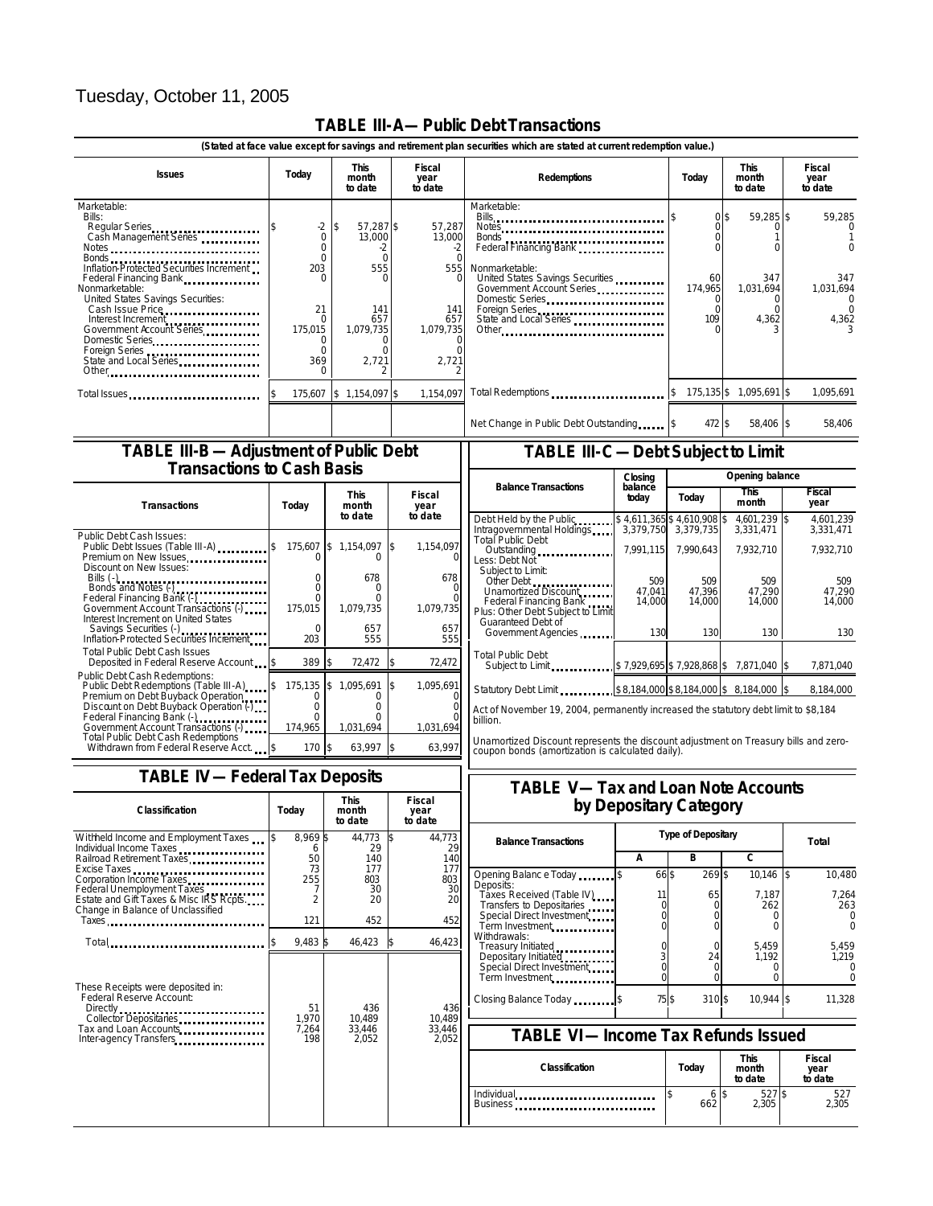Tuesday, October 11, 2005

## TABLE III-A — Public Debt Transactions

(Stated at face value except for savings and retirement plan securities which are stated at current redemption value.)

| Issues | Today | This month to date | Fiscal year to date | Redemptions | Today | This month to date | Fiscal year to date |
|---|---|---|---|---|---|---|---|
| Marketable: | | | | Marketable: | | | |
| Bills: | | | | Bills | $ 0 | $ 59,285 | $ 59,285 |
| Regular Series | $ -2 | $ 57,287 | $ 57,287 | Notes | 0 | 0 | 0 |
| Cash Management Series | 0 | 13,000 | 13,000 | Bonds | 0 | 1 | 1 |
| Notes | 0 | -2 | -2 | Federal Financing Bank | 0 | 0 | 0 |
| Bonds | 0 | 0 | 0 | | | | |
| Inflation-Protected Securities Increment | 203 | 555 | 555 | Nonmarketable: | | | |
| Federal Financing Bank | 0 | 0 | 0 | United States Savings Securities | 60 | 347 | 347 |
| Nonmarketable: | | | | Government Account Series | 174,965 | 1,031,694 | 1,031,694 |
| United States Savings Securities: | | | | Domestic Series | 0 | 0 | 0 |
| Cash Issue Price | 21 | 141 | 141 | Foreign Series | 0 | 0 | 0 |
| Interest Increment | 0 | 657 | 657 | State and Local Series | 109 | 4,362 | 4,362 |
| Government Account Series | 175,015 | 1,079,735 | 1,079,735 | Other | 0 | 3 | 3 |
| Domestic Series | 0 | 0 | 0 | | | | |
| Foreign Series | 0 | 0 | 0 | | | | |
| State and Local Series | 369 | 2,721 | 2,721 | | | | |
| Other | 0 | 2 | 2 | | | | |
| Total Issues | $ 175,607 | $ 1,154,097 | $ 1,154,097 | Total Redemptions | $ 175,135 | $ 1,095,691 | $ 1,095,691 |
| | | | | Net Change in Public Debt Outstanding | $ 472 | $ 58,406 | $ 58,406 |

## TABLE III-B — Adjustment of Public Debt Transactions to Cash Basis

| Transactions | Today | This month to date | Fiscal year to date |
|---|---|---|---|
| Public Debt Cash Issues: | | | |
| Public Debt Issues (Table III-A) | $ 175,607 | $ 1,154,097 | $ 1,154,097 |
| Premium on New Issues | 0 | 0 | 0 |
| Discount on New Issues: | | | |
| Bills (-) | 0 | 678 | 678 |
| Bonds and Notes (-) | 0 | 0 | 0 |
| Federal Financing Bank (-) | 0 | 0 | 0 |
| Government Account Transactions (-) | 175,015 | 1,079,735 | 1,079,735 |
| Interest Increment on United States Savings Securities (-) | 0 | 657 | 657 |
| Inflation-Protected Securities Increment | 203 | 555 | 555 |
| Total Public Debt Cash Issues Deposited in Federal Reserve Account | $ 389 | $ 72,472 | $ 72,472 |
| Public Debt Cash Redemptions: | | | |
| Public Debt Redemptions (Table III-A) | $ 175,135 | $ 1,095,691 | $ 1,095,691 |
| Premium on Debt Buyback Operation | 0 | 0 | 0 |
| Discount on Debt Buyback Operation (-) | 0 | 0 | 0 |
| Federal Financing Bank (-) | 0 | 0 | 0 |
| Government Account Transactions (-) | 174,965 | 1,031,694 | 1,031,694 |
| Total Public Debt Cash Redemptions Withdrawn from Federal Reserve Acct. | $ 170 | $ 63,997 | $ 63,997 |

## TABLE III-C — Debt Subject to Limit

| Balance Transactions | Closing balance today | Opening balance Today | Opening balance This month | Opening balance Fiscal year |
|---|---|---|---|---|
| Debt Held by the Public | $ 4,611,365 | $ 4,610,908 | $ 4,601,239 | $ 4,601,239 |
| Intragovernmental Holdings | 3,379,750 | 3,379,735 | 3,331,471 | 3,331,471 |
| Total Public Debt Outstanding | 7,991,115 | 7,990,643 | 7,932,710 | 7,932,710 |
| Less: Debt Not Subject to Limit: | | | | |
| Other Debt | 509 | 509 | 509 | 509 |
| Unamortized Discount | 47,041 | 47,396 | 47,290 | 47,290 |
| Federal Financing Bank | 14,000 | 14,000 | 14,000 | 14,000 |
| Plus: Other Debt Subject to Limit | | | | |
| Guaranteed Debt of Government Agencies | 130 | 130 | 130 | 130 |
| Total Public Debt Subject to Limit | $ 7,929,695 | $ 7,928,868 | $ 7,871,040 | $ 7,871,040 |
| Statutory Debt Limit | $ 8,184,000 | $ 8,184,000 | $ 8,184,000 | $ 8,184,000 |

Act of November 19, 2004, permanently increased the statutory debt limit to $8,184 billion.

Unamortized Discount represents the discount adjustment on Treasury bills and zero-coupon bonds (amortization is calculated daily).

## TABLE IV — Federal Tax Deposits

| Classification | Today | This month to date | Fiscal year to date |
|---|---|---|---|
| Withheld Income and Employment Taxes | $ 8,969 | $ 44,773 | $ 44,773 |
| Individual Income Taxes | 6 | 29 | 29 |
| Railroad Retirement Taxes | 50 | 140 | 140 |
| Excise Taxes | 73 | 177 | 177 |
| Corporation Income Taxes | 255 | 803 | 803 |
| Federal Unemployment Taxes | 7 | 30 | 30 |
| Estate and Gift Taxes & Misc IRS Rcpts. | 2 | 20 | 20 |
| Change in Balance of Unclassified Taxes | 121 | 452 | 452 |
| Total | $ 9,483 | $ 46,423 | $ 46,423 |
| These Receipts were deposited in: | | | |
| Federal Reserve Account: | | | |
| Directly | 51 | 436 | 436 |
| Collector Depositaries | 1,970 | 10,489 | 10,489 |
| Tax and Loan Accounts | 7,264 | 33,446 | 33,446 |
| Inter-agency Transfers | 198 | 2,052 | 2,052 |

## TABLE V — Tax and Loan Note Accounts by Depositary Category

| Balance Transactions | Type of Depositary A | B | C | Total |
|---|---|---|---|---|
| Opening Balance Today | $ 66 | $ 269 | $ 10,146 | $ 10,480 |
| Deposits: | | | | |
| Taxes Received (Table IV) | 11 | 65 | 7,187 | 7,264 |
| Transfers to Depositaries | 0 | 0 | 262 | 263 |
| Special Direct Investment | 0 | 0 | 0 | 0 |
| Term Investment | 0 | 0 | 0 | 0 |
| Withdrawals: | | | | |
| Treasury Initiated | 0 | 0 | 5,459 | 5,459 |
| Depositary Initiated | 3 | 24 | 1,192 | 1,219 |
| Special Direct Investment | 0 | 0 | 0 | 0 |
| Term Investment | 0 | 0 | 0 | 0 |
| Closing Balance Today | $ 75 | $ 310 | $ 10,944 | $ 11,328 |

## TABLE VI — Income Tax Refunds Issued

| Classification | Today | This month to date | Fiscal year to date |
|---|---|---|---|
| Individual | $ 6 | $ 527 | $ 527 |
| Business | 662 | 2,305 | 2,305 |